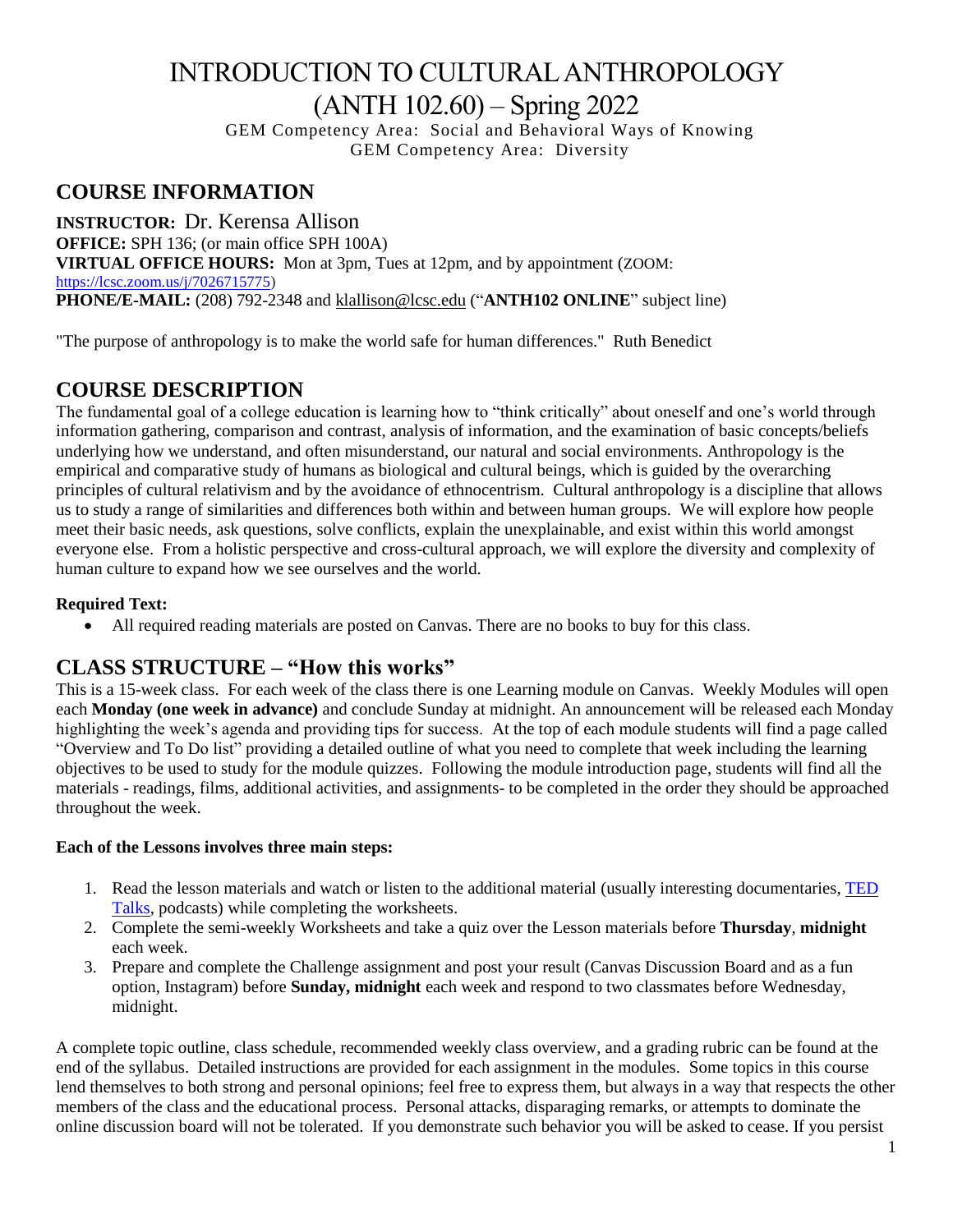# INTRODUCTION TO CULTURAL ANTHROPOLOGY (ANTH 102.60) – Spring 2022

GEM Competency Area: Social and Behavioral Ways of Knowing
GEM Competency Area: Diversity

## COURSE INFORMATION

**INSTRUCTOR:** Dr. Kerensa Allison
**OFFICE:** SPH 136; (or main office SPH 100A)
**VIRTUAL OFFICE HOURS:** Mon at 3pm, Tues at 12pm, and by appointment (ZOOM: https://lcsc.zoom.us/j/7026715775)
**PHONE/E-MAIL:** (208) 792-2348 and klallison@lcsc.edu ("**ANTH102 ONLINE**" subject line)

"The purpose of anthropology is to make the world safe for human differences." Ruth Benedict

## COURSE DESCRIPTION

The fundamental goal of a college education is learning how to "think critically" about oneself and one's world through information gathering, comparison and contrast, analysis of information, and the examination of basic concepts/beliefs underlying how we understand, and often misunderstand, our natural and social environments. Anthropology is the empirical and comparative study of humans as biological and cultural beings, which is guided by the overarching principles of cultural relativism and by the avoidance of ethnocentrism. Cultural anthropology is a discipline that allows us to study a range of similarities and differences both within and between human groups. We will explore how people meet their basic needs, ask questions, solve conflicts, explain the unexplainable, and exist within this world amongst everyone else. From a holistic perspective and cross-cultural approach, we will explore the diversity and complexity of human culture to expand how we see ourselves and the world.

**Required Text:**

- All required reading materials are posted on Canvas. There are no books to buy for this class.

## CLASS STRUCTURE – "How this works"

This is a 15-week class. For each week of the class there is one Learning module on Canvas. Weekly Modules will open each **Monday (one week in advance)** and conclude Sunday at midnight. An announcement will be released each Monday highlighting the week's agenda and providing tips for success. At the top of each module students will find a page called "Overview and To Do list" providing a detailed outline of what you need to complete that week including the learning objectives to be used to study for the module quizzes. Following the module introduction page, students will find all the materials - readings, films, additional activities, and assignments- to be completed in the order they should be approached throughout the week.

**Each of the Lessons involves three main steps:**

1. Read the lesson materials and watch or listen to the additional material (usually interesting documentaries, TED Talks, podcasts) while completing the worksheets.
2. Complete the semi-weekly Worksheets and take a quiz over the Lesson materials before **Thursday**, **midnight** each week.
3. Prepare and complete the Challenge assignment and post your result (Canvas Discussion Board and as a fun option, Instagram) before **Sunday, midnight** each week and respond to two classmates before Wednesday, midnight.

A complete topic outline, class schedule, recommended weekly class overview, and a grading rubric can be found at the end of the syllabus. Detailed instructions are provided for each assignment in the modules. Some topics in this course lend themselves to both strong and personal opinions; feel free to express them, but always in a way that respects the other members of the class and the educational process. Personal attacks, disparaging remarks, or attempts to dominate the online discussion board will not be tolerated. If you demonstrate such behavior you will be asked to cease. If you persist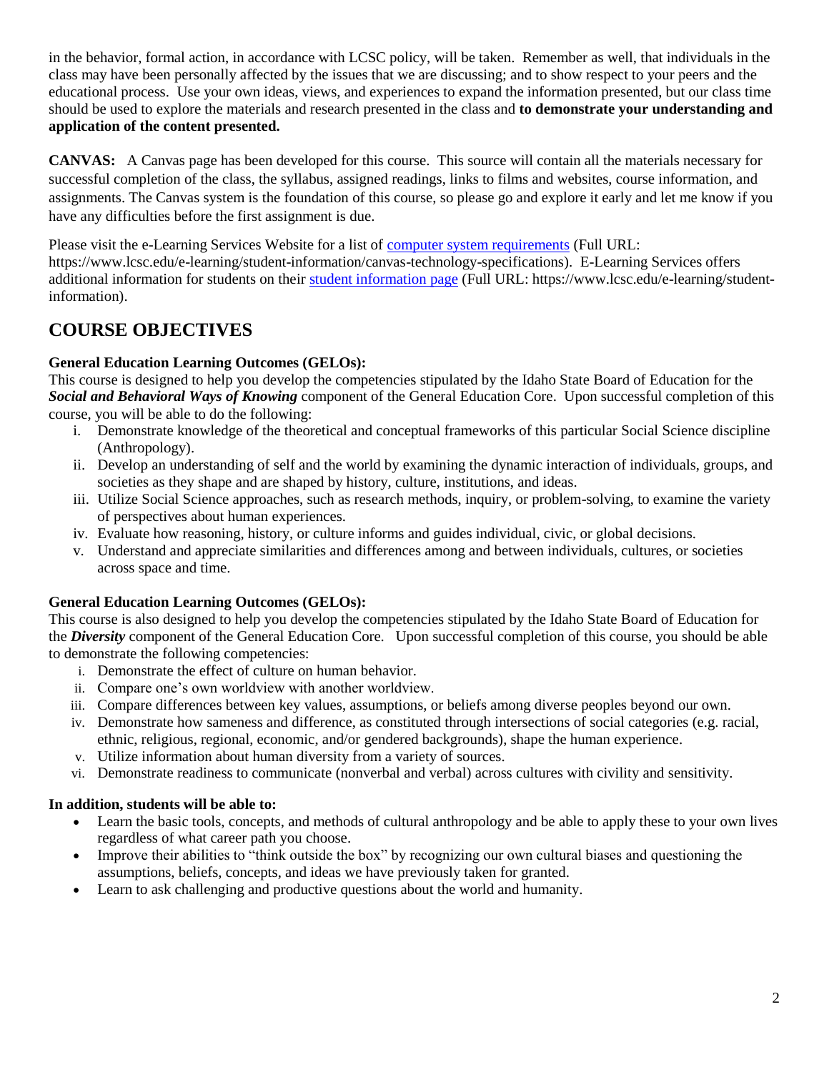in the behavior, formal action, in accordance with LCSC policy, will be taken. Remember as well, that individuals in the class may have been personally affected by the issues that we are discussing; and to show respect to your peers and the educational process. Use your own ideas, views, and experiences to expand the information presented, but our class time should be used to explore the materials and research presented in the class and **to demonstrate your understanding and application of the content presented.**

**CANVAS:** A Canvas page has been developed for this course. This source will contain all the materials necessary for successful completion of the class, the syllabus, assigned readings, links to films and websites, course information, and assignments. The Canvas system is the foundation of this course, so please go and explore it early and let me know if you have any difficulties before the first assignment is due.

Please visit the e-Learning Services Website for a list of [computer system requirements](https://www.lcsc.edu/e-learning/student-information/canvas-technology-specifications) (Full URL: https://www.lcsc.edu/e-learning/student-information/canvas-technology-specifications). E-Learning Services offers additional information for students on their [student information page](https://www.lcsc.edu/e-learning/student-information) (Full URL: https://www.lcsc.edu/e-learning/student-information).

# COURSE OBJECTIVES

**General Education Learning Outcomes (GELOs):**
This course is designed to help you develop the competencies stipulated by the Idaho State Board of Education for the ***Social and Behavioral Ways of Knowing*** component of the General Education Core. Upon successful completion of this course, you will be able to do the following:

i. Demonstrate knowledge of the theoretical and conceptual frameworks of this particular Social Science discipline (Anthropology).
ii. Develop an understanding of self and the world by examining the dynamic interaction of individuals, groups, and societies as they shape and are shaped by history, culture, institutions, and ideas.
iii. Utilize Social Science approaches, such as research methods, inquiry, or problem-solving, to examine the variety of perspectives about human experiences.
iv. Evaluate how reasoning, history, or culture informs and guides individual, civic, or global decisions.
v. Understand and appreciate similarities and differences among and between individuals, cultures, or societies across space and time.

**General Education Learning Outcomes (GELOs):**
This course is also designed to help you develop the competencies stipulated by the Idaho State Board of Education for the ***Diversity*** component of the General Education Core. Upon successful completion of this course, you should be able to demonstrate the following competencies:

i. Demonstrate the effect of culture on human behavior.
ii. Compare one's own worldview with another worldview.
iii. Compare differences between key values, assumptions, or beliefs among diverse peoples beyond our own.
iv. Demonstrate how sameness and difference, as constituted through intersections of social categories (e.g. racial, ethnic, religious, regional, economic, and/or gendered backgrounds), shape the human experience.
v. Utilize information about human diversity from a variety of sources.
vi. Demonstrate readiness to communicate (nonverbal and verbal) across cultures with civility and sensitivity.

**In addition, students will be able to:**

- Learn the basic tools, concepts, and methods of cultural anthropology and be able to apply these to your own lives regardless of what career path you choose.
- Improve their abilities to "think outside the box" by recognizing our own cultural biases and questioning the assumptions, beliefs, concepts, and ideas we have previously taken for granted.
- Learn to ask challenging and productive questions about the world and humanity.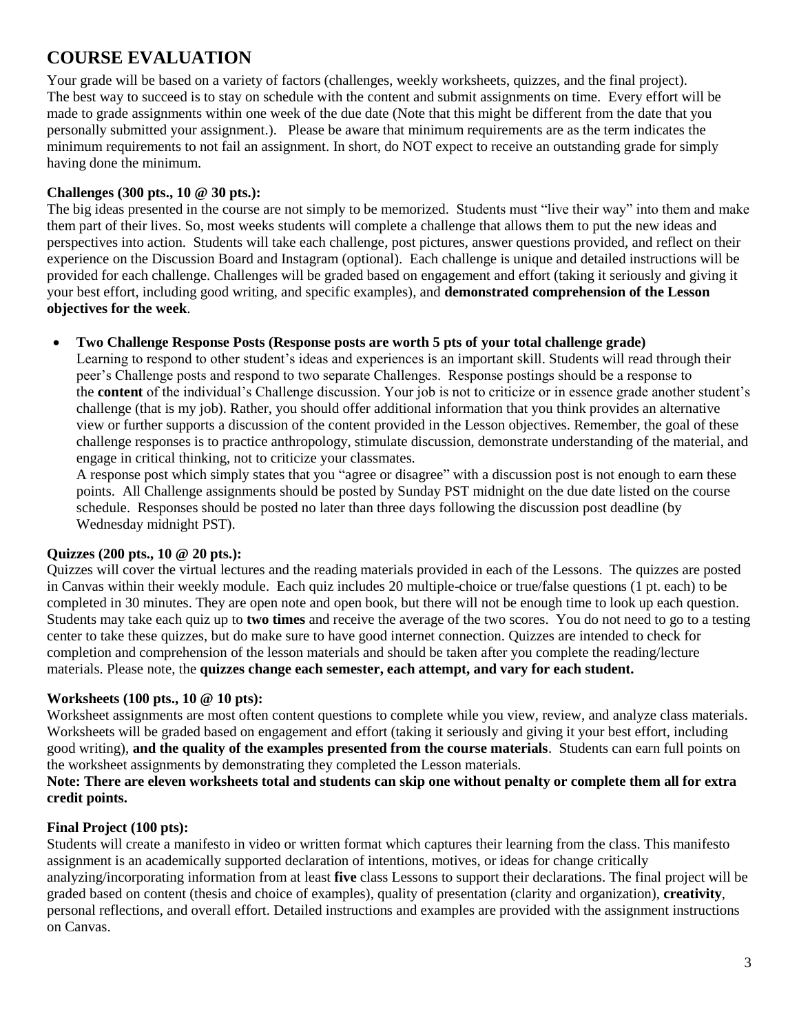# COURSE EVALUATION

Your grade will be based on a variety of factors (challenges, weekly worksheets, quizzes, and the final project). The best way to succeed is to stay on schedule with the content and submit assignments on time. Every effort will be made to grade assignments within one week of the due date (Note that this might be different from the date that you personally submitted your assignment.). Please be aware that minimum requirements are as the term indicates the minimum requirements to not fail an assignment. In short, do NOT expect to receive an outstanding grade for simply having done the minimum.

**Challenges (300 pts., 10 @ 30 pts.):**

The big ideas presented in the course are not simply to be memorized. Students must "live their way" into them and make them part of their lives. So, most weeks students will complete a challenge that allows them to put the new ideas and perspectives into action. Students will take each challenge, post pictures, answer questions provided, and reflect on their experience on the Discussion Board and Instagram (optional). Each challenge is unique and detailed instructions will be provided for each challenge. Challenges will be graded based on engagement and effort (taking it seriously and giving it your best effort, including good writing, and specific examples), and **demonstrated comprehension of the Lesson objectives for the week**.

- **Two Challenge Response Posts (Response posts are worth 5 pts of your total challenge grade)**

  Learning to respond to other student's ideas and experiences is an important skill. Students will read through their peer's Challenge posts and respond to two separate Challenges. Response postings should be a response to the **content** of the individual's Challenge discussion. Your job is not to criticize or in essence grade another student's challenge (that is my job). Rather, you should offer additional information that you think provides an alternative view or further supports a discussion of the content provided in the Lesson objectives. Remember, the goal of these challenge responses is to practice anthropology, stimulate discussion, demonstrate understanding of the material, and engage in critical thinking, not to criticize your classmates.

  A response post which simply states that you "agree or disagree" with a discussion post is not enough to earn these points. All Challenge assignments should be posted by Sunday PST midnight on the due date listed on the course schedule. Responses should be posted no later than three days following the discussion post deadline (by Wednesday midnight PST).

**Quizzes (200 pts., 10 @ 20 pts.):**

Quizzes will cover the virtual lectures and the reading materials provided in each of the Lessons. The quizzes are posted in Canvas within their weekly module. Each quiz includes 20 multiple-choice or true/false questions (1 pt. each) to be completed in 30 minutes. They are open note and open book, but there will not be enough time to look up each question. Students may take each quiz up to **two times** and receive the average of the two scores. You do not need to go to a testing center to take these quizzes, but do make sure to have good internet connection. Quizzes are intended to check for completion and comprehension of the lesson materials and should be taken after you complete the reading/lecture materials. Please note, the **quizzes change each semester, each attempt, and vary for each student.**

**Worksheets (100 pts., 10 @ 10 pts):**

Worksheet assignments are most often content questions to complete while you view, review, and analyze class materials. Worksheets will be graded based on engagement and effort (taking it seriously and giving it your best effort, including good writing), **and the quality of the examples presented from the course materials**. Students can earn full points on the worksheet assignments by demonstrating they completed the Lesson materials.

**Note: There are eleven worksheets total and students can skip one without penalty or complete them all for extra credit points.**

**Final Project (100 pts):**

Students will create a manifesto in video or written format which captures their learning from the class. This manifesto assignment is an academically supported declaration of intentions, motives, or ideas for change critically analyzing/incorporating information from at least **five** class Lessons to support their declarations. The final project will be graded based on content (thesis and choice of examples), quality of presentation (clarity and organization), **creativity**, personal reflections, and overall effort. Detailed instructions and examples are provided with the assignment instructions on Canvas.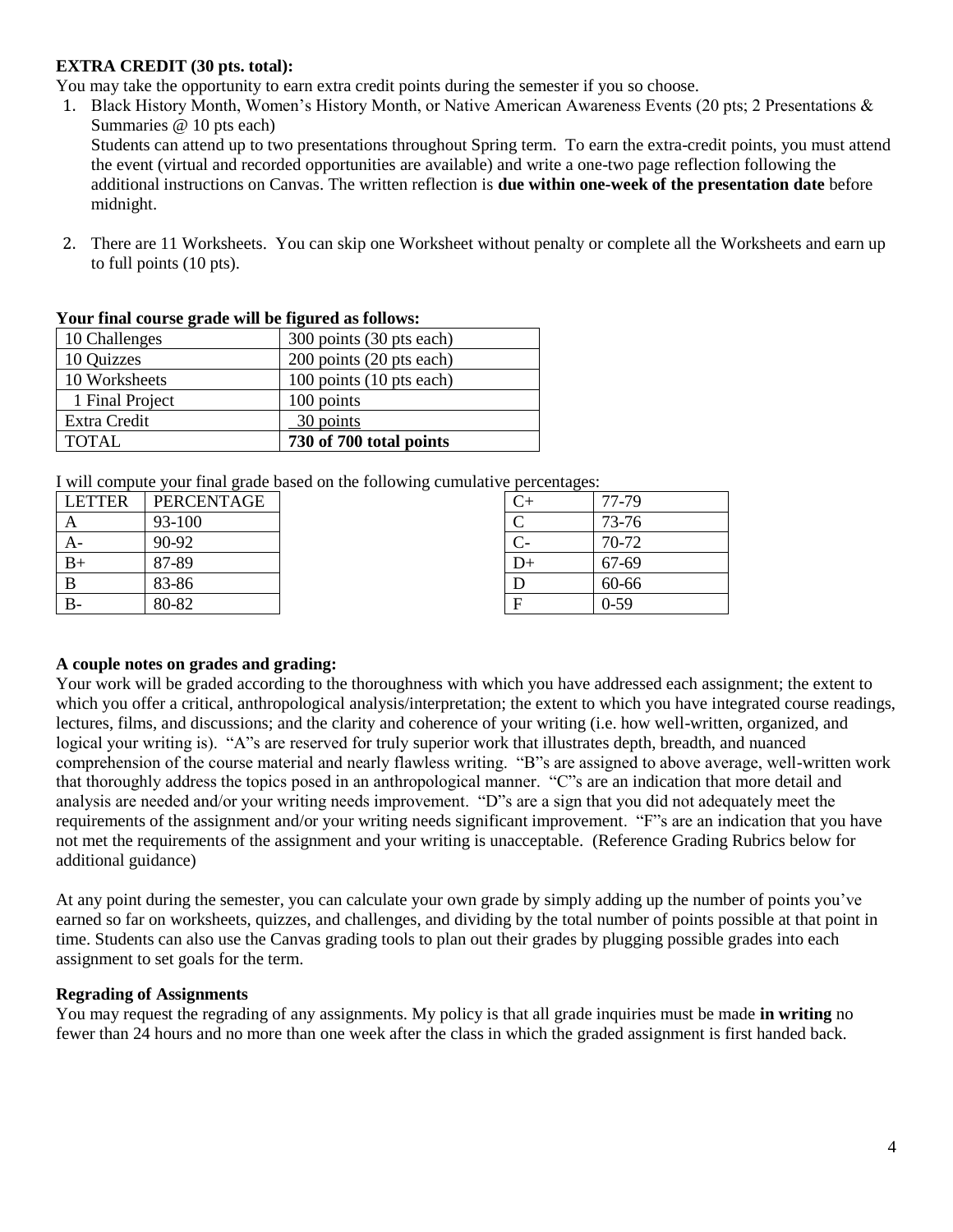**EXTRA CREDIT (30 pts. total):**

You may take the opportunity to earn extra credit points during the semester if you so choose.

1. Black History Month, Women's History Month, or Native American Awareness Events (20 pts; 2 Presentations & Summaries @ 10 pts each)
   Students can attend up to two presentations throughout Spring term. To earn the extra-credit points, you must attend the event (virtual and recorded opportunities are available) and write a one-two page reflection following the additional instructions on Canvas. The written reflection is **due within one-week of the presentation date** before midnight.

2. There are 11 Worksheets. You can skip one Worksheet without penalty or complete all the Worksheets and earn up to full points (10 pts).

**Your final course grade will be figured as follows:**

| 10 Challenges | 300 points (30 pts each) |
|---|---|
| 10 Quizzes | 200 points (20 pts each) |
| 10 Worksheets | 100 points (10 pts each) |
| 1 Final Project | 100 points |
| Extra Credit | 30 points |
| TOTAL | **730 of 700 total points** |

I will compute your final grade based on the following cumulative percentages:

| LETTER | PERCENTAGE |
|---|---|
| A | 93-100 |
| A- | 90-92 |
| B+ | 87-89 |
| B | 83-86 |
| B- | 80-82 |
| C+ | 77-79 |
| C | 73-76 |
| C- | 70-72 |
| D+ | 67-69 |
| D | 60-66 |
| F | 0-59 |

**A couple notes on grades and grading:**

Your work will be graded according to the thoroughness with which you have addressed each assignment; the extent to which you offer a critical, anthropological analysis/interpretation; the extent to which you have integrated course readings, lectures, films, and discussions; and the clarity and coherence of your writing (i.e. how well-written, organized, and logical your writing is). "A"s are reserved for truly superior work that illustrates depth, breadth, and nuanced comprehension of the course material and nearly flawless writing. "B"s are assigned to above average, well-written work that thoroughly address the topics posed in an anthropological manner. "C"s are an indication that more detail and analysis are needed and/or your writing needs improvement. "D"s are a sign that you did not adequately meet the requirements of the assignment and/or your writing needs significant improvement. "F"s are an indication that you have not met the requirements of the assignment and your writing is unacceptable. (Reference Grading Rubrics below for additional guidance)

At any point during the semester, you can calculate your own grade by simply adding up the number of points you've earned so far on worksheets, quizzes, and challenges, and dividing by the total number of points possible at that point in time. Students can also use the Canvas grading tools to plan out their grades by plugging possible grades into each assignment to set goals for the term.

**Regrading of Assignments**

You may request the regrading of any assignments. My policy is that all grade inquiries must be made **in writing** no fewer than 24 hours and no more than one week after the class in which the graded assignment is first handed back.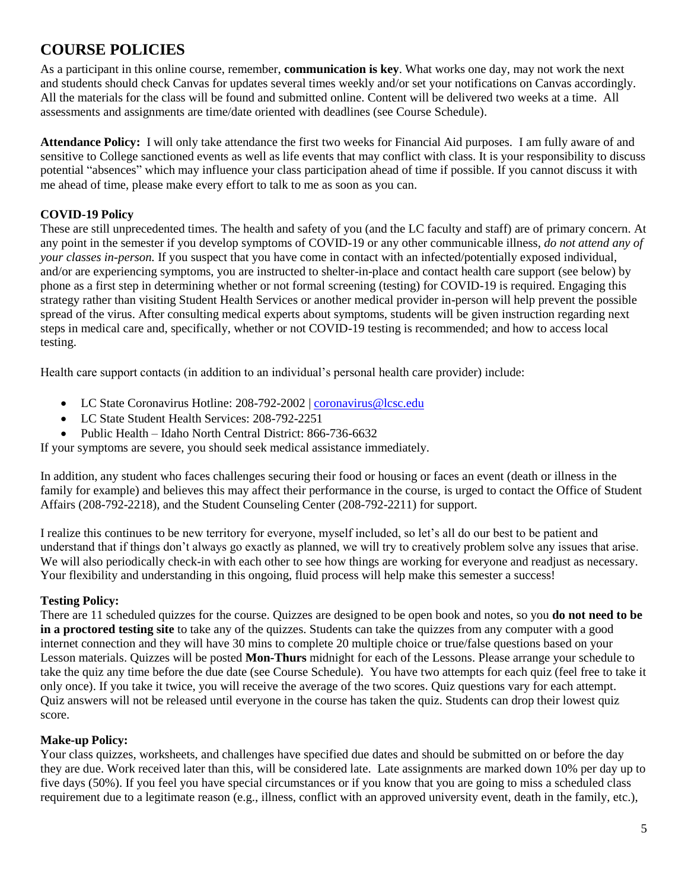## COURSE POLICIES

As a participant in this online course, remember, **communication is key**. What works one day, may not work the next and students should check Canvas for updates several times weekly and/or set your notifications on Canvas accordingly. All the materials for the class will be found and submitted online. Content will be delivered two weeks at a time. All assessments and assignments are time/date oriented with deadlines (see Course Schedule).

**Attendance Policy:** I will only take attendance the first two weeks for Financial Aid purposes. I am fully aware of and sensitive to College sanctioned events as well as life events that may conflict with class. It is your responsibility to discuss potential "absences" which may influence your class participation ahead of time if possible. If you cannot discuss it with me ahead of time, please make every effort to talk to me as soon as you can.

**COVID-19 Policy**

These are still unprecedented times. The health and safety of you (and the LC faculty and staff) are of primary concern. At any point in the semester if you develop symptoms of COVID-19 or any other communicable illness, *do not attend any of your classes in-person.* If you suspect that you have come in contact with an infected/potentially exposed individual, and/or are experiencing symptoms, you are instructed to shelter-in-place and contact health care support (see below) by phone as a first step in determining whether or not formal screening (testing) for COVID-19 is required. Engaging this strategy rather than visiting Student Health Services or another medical provider in-person will help prevent the possible spread of the virus. After consulting medical experts about symptoms, students will be given instruction regarding next steps in medical care and, specifically, whether or not COVID-19 testing is recommended; and how to access local testing.

Health care support contacts (in addition to an individual's personal health care provider) include:

- LC State Coronavirus Hotline: 208-792-2002 | coronavirus@lcsc.edu
- LC State Student Health Services: 208-792-2251
- Public Health – Idaho North Central District: 866-736-6632

If your symptoms are severe, you should seek medical assistance immediately.

In addition, any student who faces challenges securing their food or housing or faces an event (death or illness in the family for example) and believes this may affect their performance in the course, is urged to contact the Office of Student Affairs (208-792-2218), and the Student Counseling Center (208-792-2211) for support.

I realize this continues to be new territory for everyone, myself included, so let's all do our best to be patient and understand that if things don't always go exactly as planned, we will try to creatively problem solve any issues that arise. We will also periodically check-in with each other to see how things are working for everyone and readjust as necessary. Your flexibility and understanding in this ongoing, fluid process will help make this semester a success!

**Testing Policy:**

There are 11 scheduled quizzes for the course. Quizzes are designed to be open book and notes, so you **do not need to be in a proctored testing site** to take any of the quizzes. Students can take the quizzes from any computer with a good internet connection and they will have 30 mins to complete 20 multiple choice or true/false questions based on your Lesson materials. Quizzes will be posted **Mon-Thurs** midnight for each of the Lessons. Please arrange your schedule to take the quiz any time before the due date (see Course Schedule). You have two attempts for each quiz (feel free to take it only once). If you take it twice, you will receive the average of the two scores. Quiz questions vary for each attempt. Quiz answers will not be released until everyone in the course has taken the quiz. Students can drop their lowest quiz score.

**Make-up Policy:**

Your class quizzes, worksheets, and challenges have specified due dates and should be submitted on or before the day they are due. Work received later than this, will be considered late. Late assignments are marked down 10% per day up to five days (50%). If you feel you have special circumstances or if you know that you are going to miss a scheduled class requirement due to a legitimate reason (e.g., illness, conflict with an approved university event, death in the family, etc.),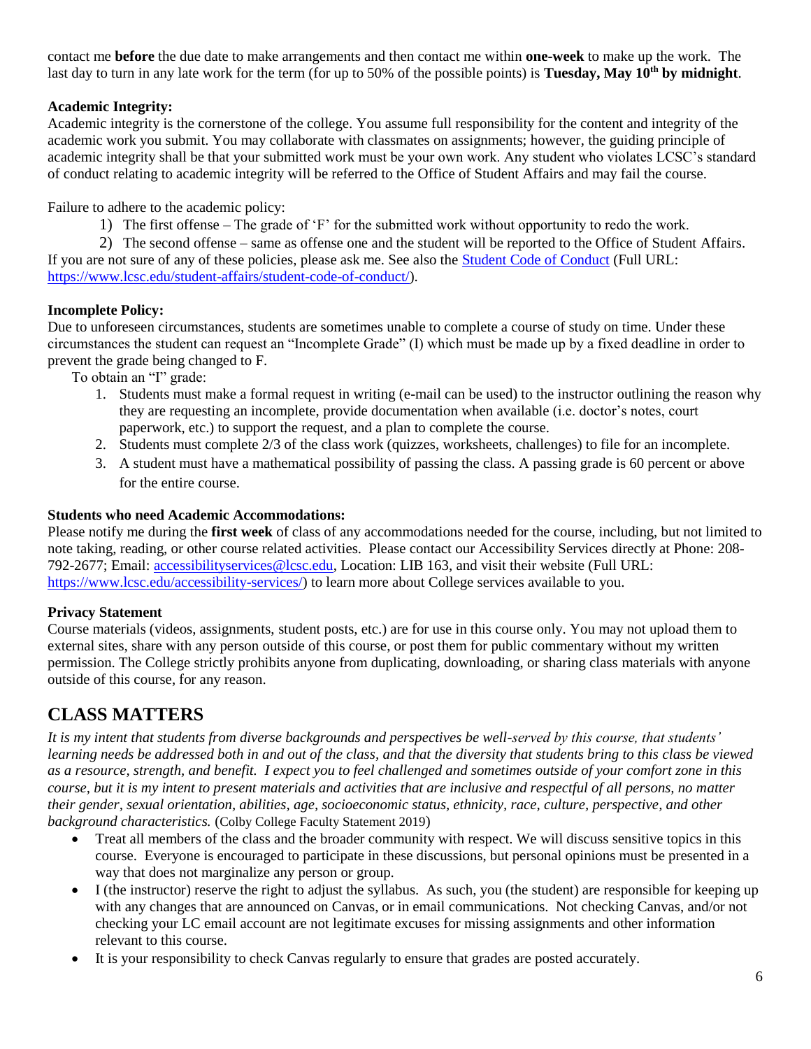contact me **before** the due date to make arrangements and then contact me within **one-week** to make up the work. The last day to turn in any late work for the term (for up to 50% of the possible points) is **Tuesday, May 10th by midnight**.

**Academic Integrity:**
Academic integrity is the cornerstone of the college. You assume full responsibility for the content and integrity of the academic work you submit. You may collaborate with classmates on assignments; however, the guiding principle of academic integrity shall be that your submitted work must be your own work. Any student who violates LCSC's standard of conduct relating to academic integrity will be referred to the Office of Student Affairs and may fail the course.

Failure to adhere to the academic policy:

1) The first offense – The grade of 'F' for the submitted work without opportunity to redo the work.
2) The second offense – same as offense one and the student will be reported to the Office of Student Affairs.

If you are not sure of any of these policies, please ask me. See also the Student Code of Conduct (Full URL: https://www.lcsc.edu/student-affairs/student-code-of-conduct/).

**Incomplete Policy:**
Due to unforeseen circumstances, students are sometimes unable to complete a course of study on time. Under these circumstances the student can request an "Incomplete Grade" (I) which must be made up by a fixed deadline in order to prevent the grade being changed to F.

To obtain an "I" grade:

1. Students must make a formal request in writing (e-mail can be used) to the instructor outlining the reason why they are requesting an incomplete, provide documentation when available (i.e. doctor's notes, court paperwork, etc.) to support the request, and a plan to complete the course.
2. Students must complete 2/3 of the class work (quizzes, worksheets, challenges) to file for an incomplete.
3. A student must have a mathematical possibility of passing the class. A passing grade is 60 percent or above for the entire course.

**Students who need Academic Accommodations:**
Please notify me during the **first week** of class of any accommodations needed for the course, including, but not limited to note taking, reading, or other course related activities. Please contact our Accessibility Services directly at Phone: 208-792-2677; Email: accessibilityservices@lcsc.edu, Location: LIB 163, and visit their website (Full URL: https://www.lcsc.edu/accessibility-services/) to learn more about College services available to you.

**Privacy Statement**
Course materials (videos, assignments, student posts, etc.) are for use in this course only. You may not upload them to external sites, share with any person outside of this course, or post them for public commentary without my written permission. The College strictly prohibits anyone from duplicating, downloading, or sharing class materials with anyone outside of this course, for any reason.

# CLASS MATTERS

*It is my intent that students from diverse backgrounds and perspectives be well-served by this course, that students' learning needs be addressed both in and out of the class, and that the diversity that students bring to this class be viewed as a resource, strength, and benefit. I expect you to feel challenged and sometimes outside of your comfort zone in this course, but it is my intent to present materials and activities that are inclusive and respectful of all persons, no matter their gender, sexual orientation, abilities, age, socioeconomic status, ethnicity, race, culture, perspective, and other background characteristics.* (Colby College Faculty Statement 2019)

- Treat all members of the class and the broader community with respect. We will discuss sensitive topics in this course. Everyone is encouraged to participate in these discussions, but personal opinions must be presented in a way that does not marginalize any person or group.
- I (the instructor) reserve the right to adjust the syllabus. As such, you (the student) are responsible for keeping up with any changes that are announced on Canvas, or in email communications. Not checking Canvas, and/or not checking your LC email account are not legitimate excuses for missing assignments and other information relevant to this course.
- It is your responsibility to check Canvas regularly to ensure that grades are posted accurately.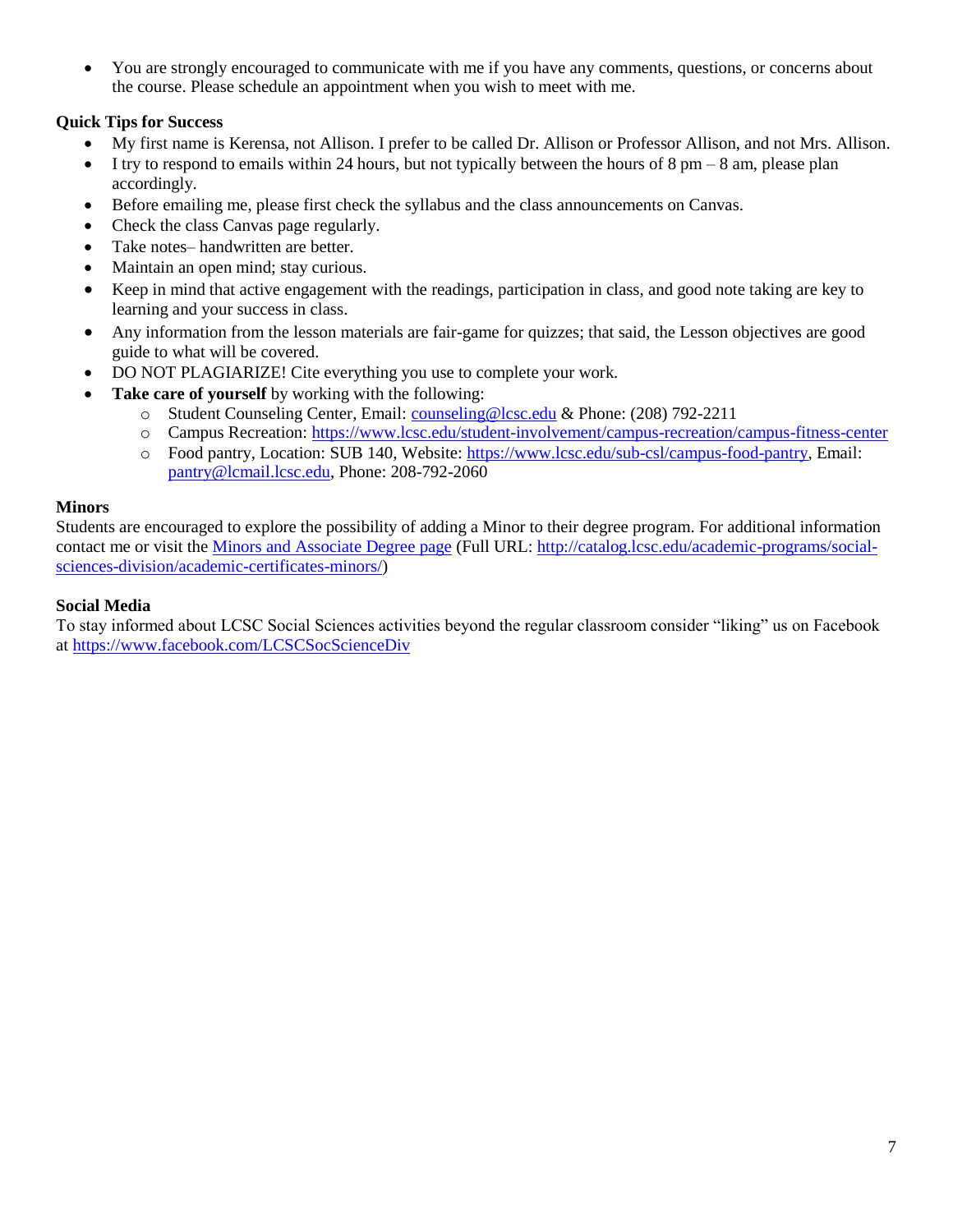- You are strongly encouraged to communicate with me if you have any comments, questions, or concerns about the course. Please schedule an appointment when you wish to meet with me.

**Quick Tips for Success**

- My first name is Kerensa, not Allison. I prefer to be called Dr. Allison or Professor Allison, and not Mrs. Allison.
- I try to respond to emails within 24 hours, but not typically between the hours of 8 pm – 8 am, please plan accordingly.
- Before emailing me, please first check the syllabus and the class announcements on Canvas.
- Check the class Canvas page regularly.
- Take notes– handwritten are better.
- Maintain an open mind; stay curious.
- Keep in mind that active engagement with the readings, participation in class, and good note taking are key to learning and your success in class.
- Any information from the lesson materials are fair-game for quizzes; that said, the Lesson objectives are good guide to what will be covered.
- DO NOT PLAGIARIZE! Cite everything you use to complete your work.
- **Take care of yourself** by working with the following:
  - Student Counseling Center, Email: counseling@lcsc.edu & Phone: (208) 792-2211
  - Campus Recreation: https://www.lcsc.edu/student-involvement/campus-recreation/campus-fitness-center
  - Food pantry, Location: SUB 140, Website: https://www.lcsc.edu/sub-csl/campus-food-pantry, Email: pantry@lcmail.lcsc.edu, Phone: 208-792-2060

**Minors**

Students are encouraged to explore the possibility of adding a Minor to their degree program. For additional information contact me or visit the Minors and Associate Degree page (Full URL: http://catalog.lcsc.edu/academic-programs/social-sciences-division/academic-certificates-minors/)

**Social Media**

To stay informed about LCSC Social Sciences activities beyond the regular classroom consider "liking" us on Facebook at https://www.facebook.com/LCSCSocScienceDiv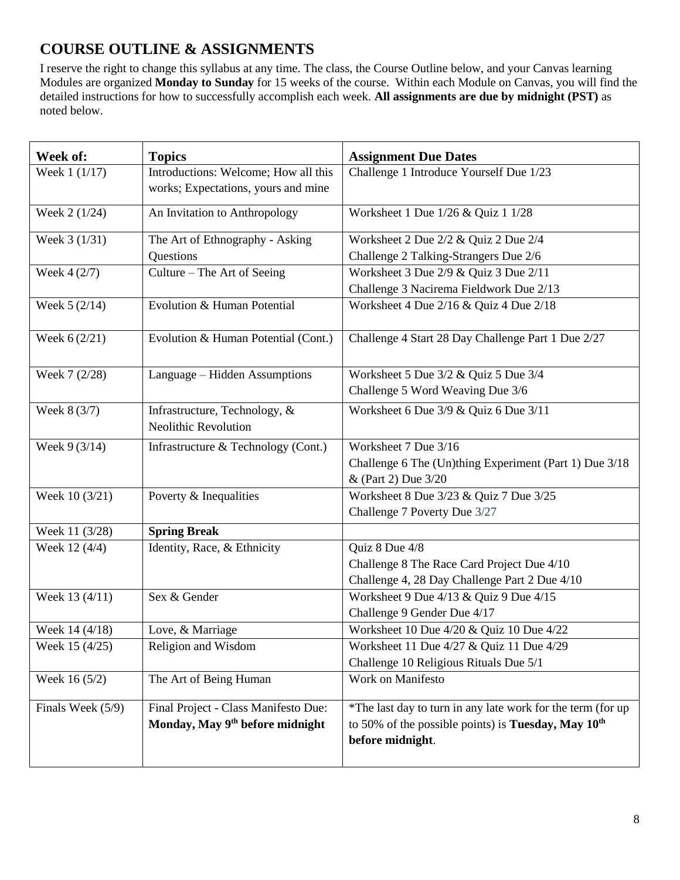## COURSE OUTLINE & ASSIGNMENTS

I reserve the right to change this syllabus at any time. The class, the Course Outline below, and your Canvas learning Modules are organized **Monday to Sunday** for 15 weeks of the course. Within each Module on Canvas, you will find the detailed instructions for how to successfully accomplish each week. **All assignments are due by midnight (PST)** as noted below.

| Week of: | Topics | Assignment Due Dates |
|---|---|---|
| Week 1 (1/17) | Introductions: Welcome; How all this works; Expectations, yours and mine | Challenge 1 Introduce Yourself Due 1/23 |
| Week 2 (1/24) | An Invitation to Anthropology | Worksheet 1 Due 1/26 & Quiz 1 1/28 |
| Week 3 (1/31) | The Art of Ethnography - Asking Questions | Worksheet 2 Due 2/2 & Quiz 2 Due 2/4<br>Challenge 2 Talking-Strangers Due 2/6 |
| Week 4 (2/7) | Culture – The Art of Seeing | Worksheet 3 Due 2/9 & Quiz 3 Due 2/11<br>Challenge 3 Nacirema Fieldwork Due 2/13 |
| Week 5 (2/14) | Evolution & Human Potential | Worksheet 4 Due 2/16 & Quiz 4 Due 2/18 |
| Week 6 (2/21) | Evolution & Human Potential (Cont.) | Challenge 4 Start 28 Day Challenge Part 1 Due 2/27 |
| Week 7 (2/28) | Language – Hidden Assumptions | Worksheet 5 Due 3/2 & Quiz 5 Due 3/4<br>Challenge 5 Word Weaving Due 3/6 |
| Week 8 (3/7) | Infrastructure, Technology, & Neolithic Revolution | Worksheet 6 Due 3/9 & Quiz 6 Due 3/11 |
| Week 9 (3/14) | Infrastructure & Technology (Cont.) | Worksheet 7 Due 3/16<br>Challenge 6 The (Un)thing Experiment (Part 1) Due 3/18 & (Part 2) Due 3/20 |
| Week 10 (3/21) | Poverty & Inequalities | Worksheet 8 Due 3/23 & Quiz 7 Due 3/25<br>Challenge 7 Poverty Due 3/27 |
| Week 11 (3/28) | **Spring Break** | |
| Week 12 (4/4) | Identity, Race, & Ethnicity | Quiz 8 Due 4/8<br>Challenge 8 The Race Card Project Due 4/10<br>Challenge 4, 28 Day Challenge Part 2 Due 4/10 |
| Week 13 (4/11) | Sex & Gender | Worksheet 9 Due 4/13 & Quiz 9 Due 4/15<br>Challenge 9 Gender Due 4/17 |
| Week 14 (4/18) | Love, & Marriage | Worksheet 10 Due 4/20 & Quiz 10 Due 4/22 |
| Week 15 (4/25) | Religion and Wisdom | Worksheet 11 Due 4/27 & Quiz 11 Due 4/29<br>Challenge 10 Religious Rituals Due 5/1 |
| Week 16 (5/2) | The Art of Being Human | Work on Manifesto |
| Finals Week (5/9) | Final Project - Class Manifesto Due: **Monday, May 9th before midnight** | *The last day to turn in any late work for the term (for up to 50% of the possible points) is **Tuesday, May 10th before midnight**. |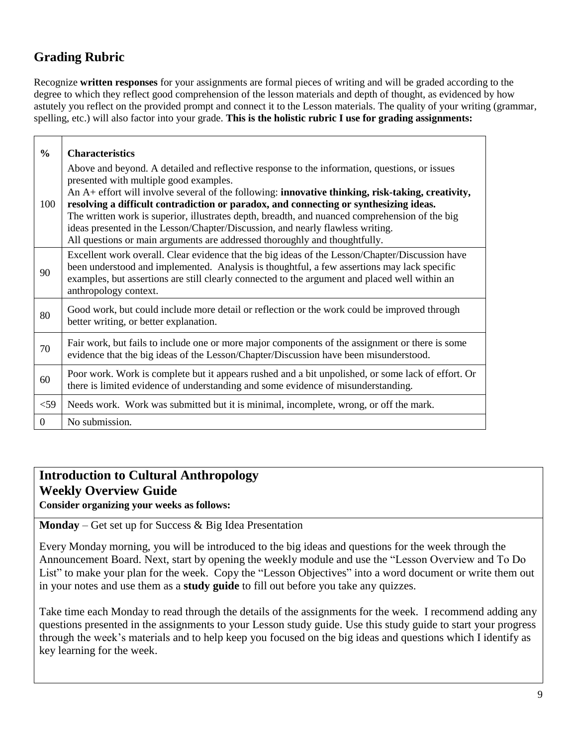## Grading Rubric

Recognize **written responses** for your assignments are formal pieces of writing and will be graded according to the degree to which they reflect good comprehension of the lesson materials and depth of thought, as evidenced by how astutely you reflect on the provided prompt and connect it to the Lesson materials. The quality of your writing (grammar, spelling, etc.) will also factor into your grade. **This is the holistic rubric I use for grading assignments:**

| **%** | **Characteristics** |
|---|---|
| 100 | Above and beyond. A detailed and reflective response to the information, questions, or issues presented with multiple good examples.<br>An A+ effort will involve several of the following: **innovative thinking, risk-taking, creativity, resolving a difficult contradiction or paradox, and connecting or synthesizing ideas.**<br>The written work is superior, illustrates depth, breadth, and nuanced comprehension of the big ideas presented in the Lesson/Chapter/Discussion, and nearly flawless writing.<br>All questions or main arguments are addressed thoroughly and thoughtfully. |
| 90 | Excellent work overall. Clear evidence that the big ideas of the Lesson/Chapter/Discussion have been understood and implemented. Analysis is thoughtful, a few assertions may lack specific examples, but assertions are still clearly connected to the argument and placed well within an anthropology context. |
| 80 | Good work, but could include more detail or reflection or the work could be improved through better writing, or better explanation. |
| 70 | Fair work, but fails to include one or more major components of the assignment or there is some evidence that the big ideas of the Lesson/Chapter/Discussion have been misunderstood. |
| 60 | Poor work. Work is complete but it appears rushed and a bit unpolished, or some lack of effort. Or there is limited evidence of understanding and some evidence of misunderstanding. |
| <59 | Needs work. Work was submitted but it is minimal, incomplete, wrong, or off the mark. |
| 0 | No submission. |

## Introduction to Cultural Anthropology
## Weekly Overview Guide

**Consider organizing your weeks as follows:**

**Monday** – Get set up for Success & Big Idea Presentation

Every Monday morning, you will be introduced to the big ideas and questions for the week through the Announcement Board. Next, start by opening the weekly module and use the "Lesson Overview and To Do List" to make your plan for the week. Copy the "Lesson Objectives" into a word document or write them out in your notes and use them as a **study guide** to fill out before you take any quizzes.

Take time each Monday to read through the details of the assignments for the week. I recommend adding any questions presented in the assignments to your Lesson study guide. Use this study guide to start your progress through the week's materials and to help keep you focused on the big ideas and questions which I identify as key learning for the week.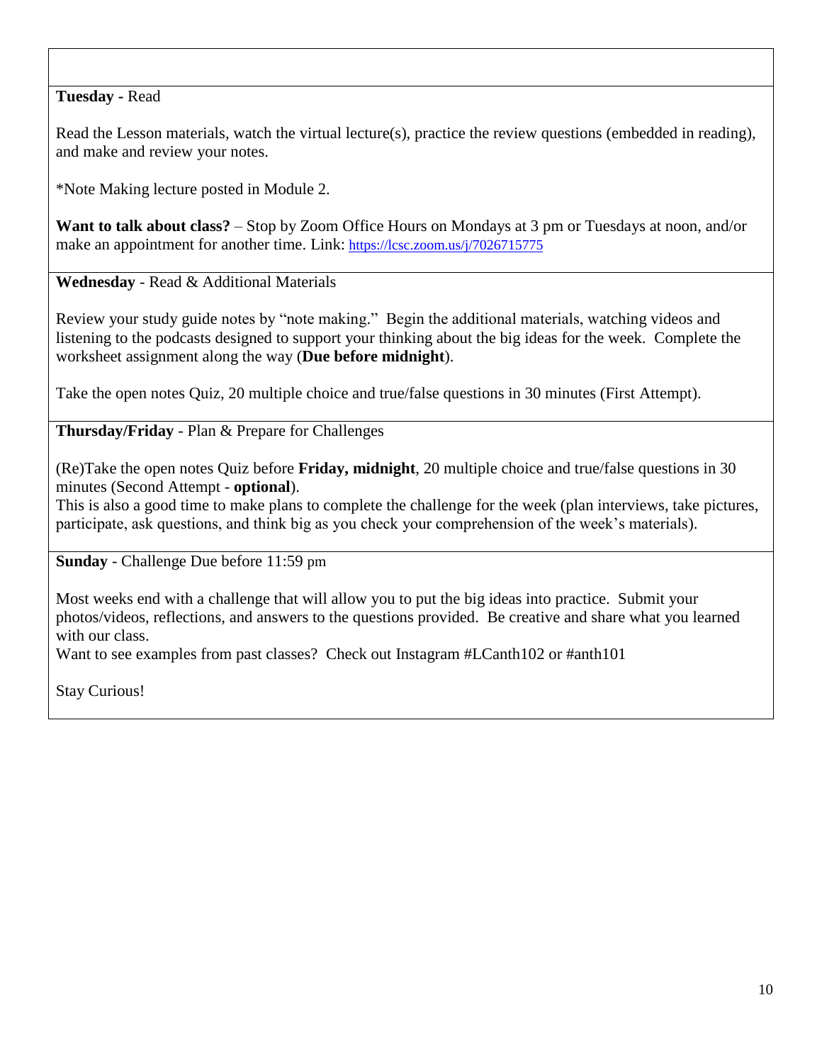**Tuesday** - Read

Read the Lesson materials, watch the virtual lecture(s), practice the review questions (embedded in reading), and make and review your notes.

*Note Making lecture posted in Module 2.

**Want to talk about class?** – Stop by Zoom Office Hours on Mondays at 3 pm or Tuesdays at noon, and/or make an appointment for another time. Link: https://lcsc.zoom.us/j/7026715775

**Wednesday** - Read & Additional Materials

Review your study guide notes by "note making." Begin the additional materials, watching videos and listening to the podcasts designed to support your thinking about the big ideas for the week. Complete the worksheet assignment along the way (**Due before midnight**).

Take the open notes Quiz, 20 multiple choice and true/false questions in 30 minutes (First Attempt).

**Thursday/Friday** - Plan & Prepare for Challenges

(Re)Take the open notes Quiz before **Friday, midnight**, 20 multiple choice and true/false questions in 30 minutes (Second Attempt - **optional**).
This is also a good time to make plans to complete the challenge for the week (plan interviews, take pictures, participate, ask questions, and think big as you check your comprehension of the week's materials).

**Sunday** - Challenge Due before 11:59 pm

Most weeks end with a challenge that will allow you to put the big ideas into practice. Submit your photos/videos, reflections, and answers to the questions provided. Be creative and share what you learned with our class.
Want to see examples from past classes? Check out Instagram #LCanth102 or #anth101

Stay Curious!